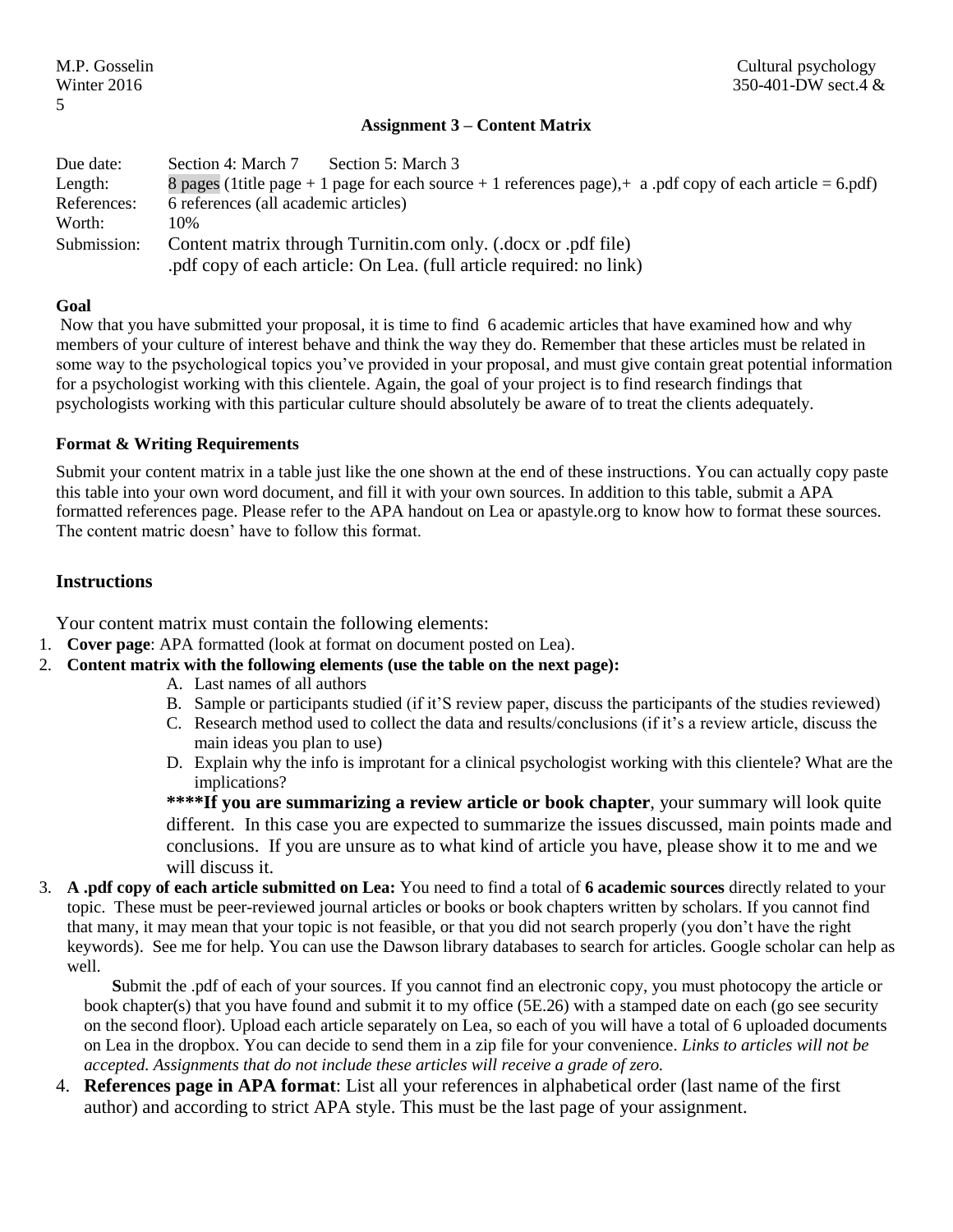M.P. Gosselin
Winter 2016
Cultural psychology
350-401-DW sect.4 & 5

**Assignment 3 – Content Matrix**

| | |
|---|---|
| Due date: | Section 4: March 7 Section 5: March 3 |
| Length: | 8 pages (1title page + 1 page for each source + 1 references page),+ a .pdf copy of each article = 6.pdf) |
| References: | 6 references (all academic articles) |
| Worth: | 10% |
| Submission: | Content matrix through Turnitin.com only. (.docx or .pdf file)<br>.pdf copy of each article: On Lea. (full article required: no link) |

**Goal**

Now that you have submitted your proposal, it is time to find 6 academic articles that have examined how and why members of your culture of interest behave and think the way they do. Remember that these articles must be related in some way to the psychological topics you've provided in your proposal, and must give contain great potential information for a psychologist working with this clientele. Again, the goal of your project is to find research findings that psychologists working with this particular culture should absolutely be aware of to treat the clients adequately.

**Format & Writing Requirements**

Submit your content matrix in a table just like the one shown at the end of these instructions. You can actually copy paste this table into your own word document, and fill it with your own sources. In addition to this table, submit a APA formatted references page. Please refer to the APA handout on Lea or apastyle.org to know how to format these sources. The content matric doesn' have to follow this format.

## Instructions

Your content matrix must contain the following elements:

1. **Cover page**: APA formatted (look at format on document posted on Lea).
2. **Content matrix with the following elements (use the table on the next page):**
   A. Last names of all authors
   B. Sample or participants studied (if it'S review paper, discuss the participants of the studies reviewed)
   C. Research method used to collect the data and results/conclusions (if it's a review article, discuss the main ideas you plan to use)
   D. Explain why the info is improtant for a clinical psychologist working with this clientele? What are the implications?

   **\*\*\*\*If you are summarizing a review article or book chapter**, your summary will look quite different. In this case you are expected to summarize the issues discussed, main points made and conclusions. If you are unsure as to what kind of article you have, please show it to me and we will discuss it.
3. **A .pdf copy of each article submitted on Lea:** You need to find a total of **6 academic sources** directly related to your topic. These must be peer-reviewed journal articles or books or book chapters written by scholars. If you cannot find that many, it may mean that your topic is not feasible, or that you did not search properly (you don't have the right keywords). See me for help. You can use the Dawson library databases to search for articles. Google scholar can help as well.

   **S**ubmit the .pdf of each of your sources. If you cannot find an electronic copy, you must photocopy the article or book chapter(s) that you have found and submit it to my office (5E.26) with a stamped date on each (go see security on the second floor). Upload each article separately on Lea, so each of you will have a total of 6 uploaded documents on Lea in the dropbox. You can decide to send them in a zip file for your convenience. *Links to articles will not be accepted. Assignments that do not include these articles will receive a grade of zero.*
4. **References page in APA format**: List all your references in alphabetical order (last name of the first author) and according to strict APA style. This must be the last page of your assignment.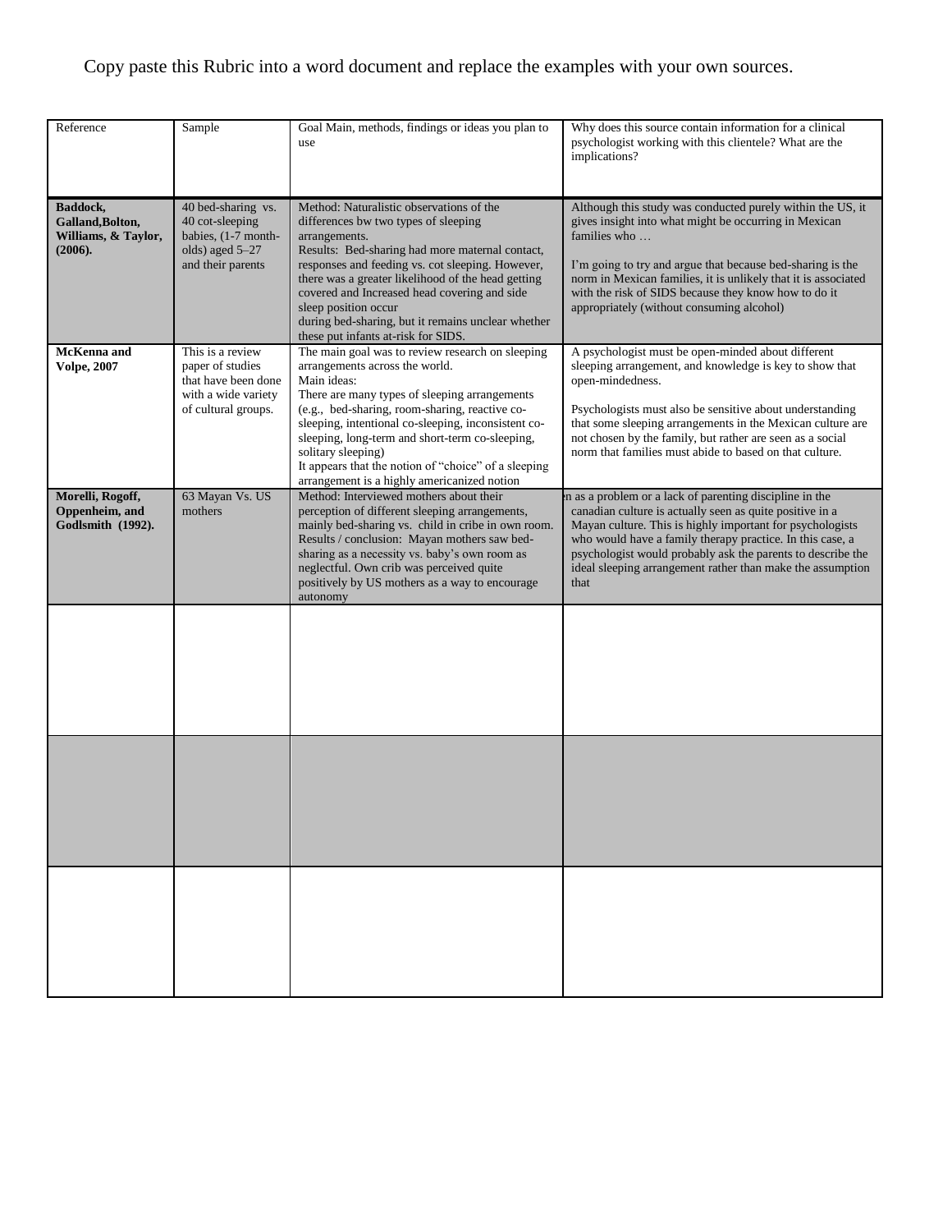Copy paste this Rubric into a word document and replace the examples with your own sources.

| Reference | Sample | Goal Main, methods, findings or ideas you plan to use | Why does this source contain information for a clinical psychologist working with this clientele? What are the implications? |
|---|---|---|---|
| **Baddock, Galland,Bolton, Williams, & Taylor, (2006).** | 40 bed-sharing vs. 40 cot-sleeping babies, (1-7 month-olds) aged 5–27 and their parents | Method: Naturalistic observations of the differences bw two types of sleeping arrangements.<br>Results: Bed-sharing had more maternal contact, responses and feeding vs. cot sleeping. However, there was a greater likelihood of the head getting covered and Increased head covering and side sleep position occur during bed-sharing, but it remains unclear whether these put infants at-risk for SIDS. | Although this study was conducted purely within the US, it gives insight into what might be occurring in Mexican families who …<br><br>I'm going to try and argue that because bed-sharing is the norm in Mexican families, it is unlikely that it is associated with the risk of SIDS because they know how to do it appropriately (without consuming alcohol) |
| **McKenna and Volpe, 2007** | This is a review paper of studies that have been done with a wide variety of cultural groups. | The main goal was to review research on sleeping arrangements across the world.<br>Main ideas:<br>There are many types of sleeping arrangements (e.g., bed-sharing, room-sharing, reactive co-sleeping, intentional co-sleeping, inconsistent co-sleeping, long-term and short-term co-sleeping, solitary sleeping)<br>It appears that the notion of "choice" of a sleeping arrangement is a highly americanized notion | A psychologist must be open-minded about different sleeping arrangement, and knowledge is key to show that open-mindedness.<br><br>Psychologists must also be sensitive about understanding that some sleeping arrangements in the Mexican culture are not chosen by the family, but rather are seen as a social norm that families must abide to based on that culture. |
| **Morelli, Rogoff, Oppenheim, and Godlsmith (1992).** | 63 Mayan Vs. US mothers | Method: Interviewed mothers about their perception of different sleeping arrangements, mainly bed-sharing vs. child in cribe in own room.<br>Results / conclusion: Mayan mothers saw bed-sharing as a necessity vs. baby's own room as neglectful. Own crib was perceived quite positively by US mothers as a way to encourage autonomy | n as a problem or a lack of parenting discipline in the canadian culture is actually seen as quite positive in a Mayan culture. This is highly important for psychologists who would have a family therapy practice. In this case, a psychologist would probably ask the parents to describe the ideal sleeping arrangement rather than make the assumption that |
| | | | |
| | | | |
| | | | |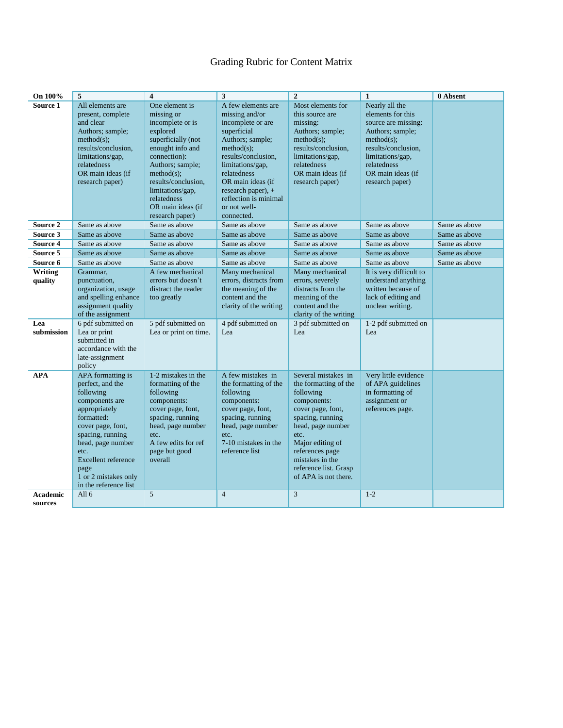# Grading Rubric for Content Matrix

| On 100% | 5 | 4 | 3 | 2 | 1 | 0 Absent |
|---|---|---|---|---|---|---|
| **Source 1** | All elements are present, complete and clear Authors; sample; method(s); results/conclusion, limitations/gap, relatedness OR main ideas (if research paper) | One element is missing or incomplete or is explored superficially (not enought info and connection): Authors; sample; method(s); results/conclusion, limitations/gap, relatedness OR main ideas (if research paper) | A few elements are missing and/or incomplete or are superficial Authors; sample; method(s); results/conclusion, limitations/gap, relatedness OR main ideas (if research paper), + reflection is minimal or not well-connected. | Most elements for this source are missing: Authors; sample; method(s); results/conclusion, limitations/gap, relatedness OR main ideas (if research paper) | Nearly all the elements for this source are missing: Authors; sample; method(s); results/conclusion, limitations/gap, relatedness OR main ideas (if research paper) | |
| **Source 2** | Same as above | Same as above | Same as above | Same as above | Same as above | Same as above |
| **Source 3** | Same as above | Same as above | Same as above | Same as above | Same as above | Same as above |
| **Source 4** | Same as above | Same as above | Same as above | Same as above | Same as above | Same as above |
| **Source 5** | Same as above | Same as above | Same as above | Same as above | Same as above | Same as above |
| **Source 6** | Same as above | Same as above | Same as above | Same as above | Same as above | Same as above |
| **Writing quality** | Grammar, punctuation, organization, usage and spelling enhance assignment quality of the assignment | A few mechanical errors but doesn't distract the reader too greatly | Many mechanical errors, distracts from the meaning of the content and the clarity of the writing | Many mechanical errors, severely distracts from the meaning of the content and the clarity of the writing | It is very difficult to understand anything written because of lack of editing and unclear writing. | |
| **Lea submission** | 6 pdf submitted on Lea or print submitted in accordance with the late-assignment policy | 5 pdf submitted on Lea or print on time. | 4 pdf submitted on Lea | 3 pdf submitted on Lea | 1-2 pdf submitted on Lea | |
| **APA** | APA formatting is perfect, and the following components are appropriately formatted: cover page, font, spacing, running head, page number etc. Excellent reference page 1 or 2 mistakes only in the reference list | 1-2 mistakes in the formatting of the following components: cover page, font, spacing, running head, page number etc. A few edits for ref page but good overall | A few mistakes in the formatting of the following components: cover page, font, spacing, running head, page number etc. 7-10 mistakes in the reference list | Several mistakes in the formatting of the following components: cover page, font, spacing, running head, page number etc. Major editing of references page mistakes in the reference list. Grasp of APA is not there. | Very little evidence of APA guidelines in formatting of assignment or references page. | |
| **Academic sources** | All 6 | 5 | 4 | 3 | 1-2 | |